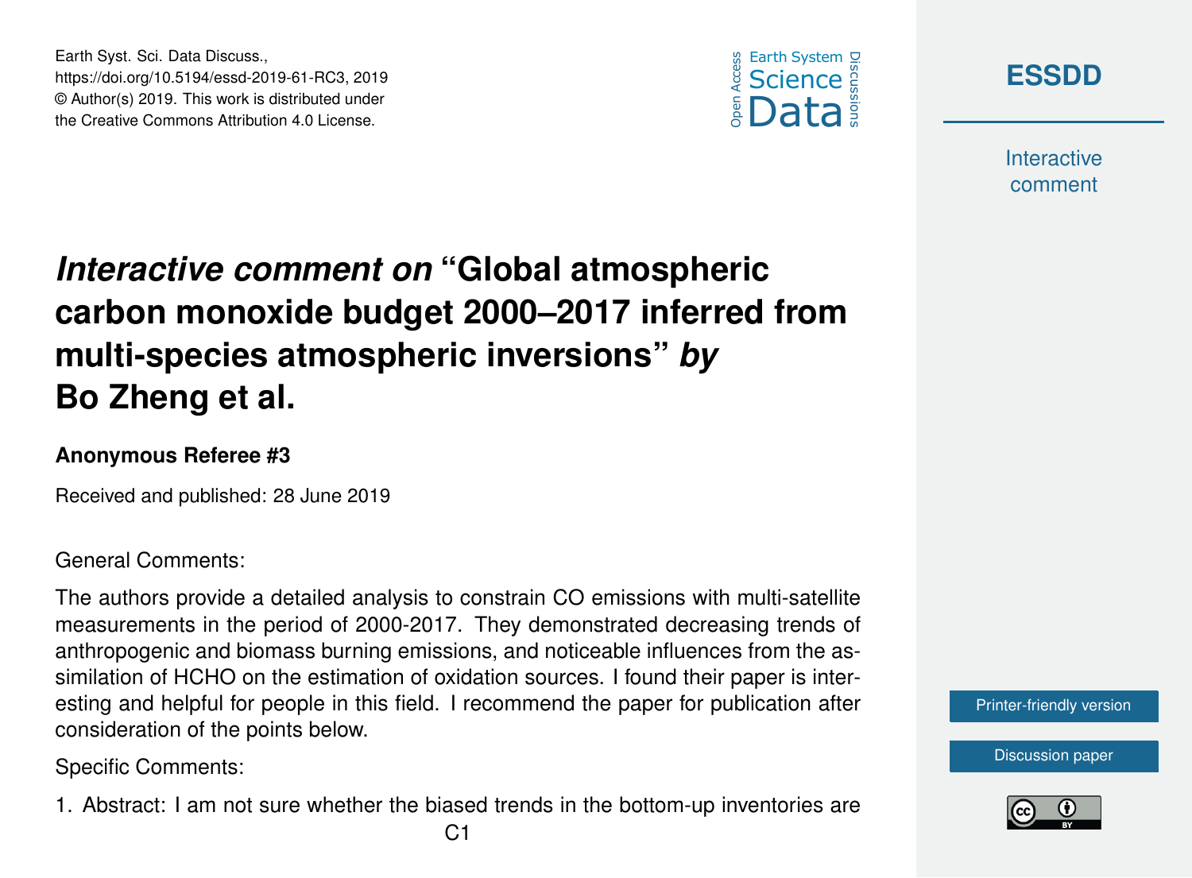# *Interactive comment on* "Global atmospheric carbon monoxide budget 2000–2017 inferred from multi-species atmospheric inversions" *by* Bo Zheng et al.

**Anonymous Referee #3**

Received and published: 28 June 2019

General Comments:

The authors provide a detailed analysis to constrain CO emissions with multi-satellite measurements in the period of 2000-2017. They demonstrated decreasing trends of anthropogenic and biomass burning emissions, and noticeable influences from the assimilation of HCHO on the estimation of oxidation sources. I found their paper is interesting and helpful for people in this field. I recommend the paper for publication after consideration of the points below.

Specific Comments:

1. Abstract: I am not sure whether the biased trends in the bottom-up inventories are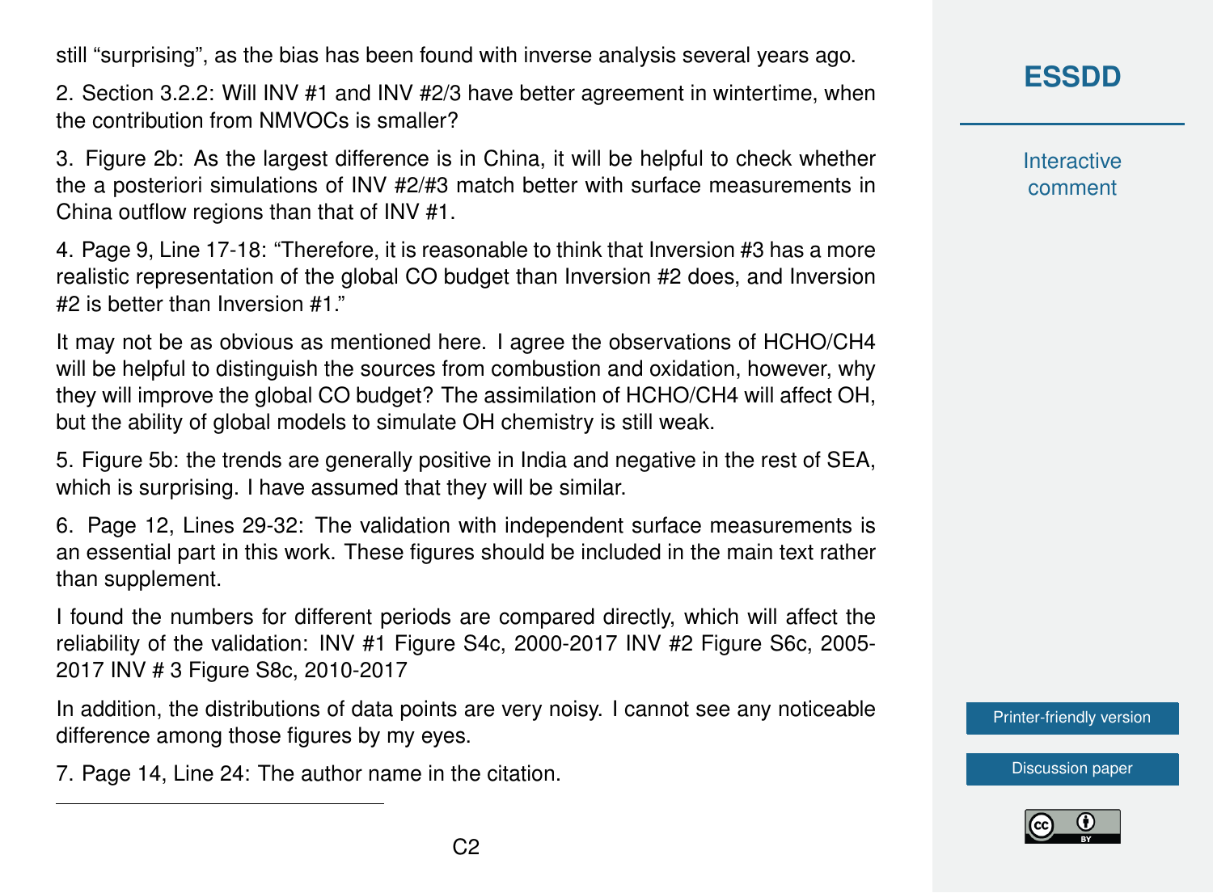still "surprising", as the bias has been found with inverse analysis several years ago.

2. Section 3.2.2: Will INV #1 and INV #2/3 have better agreement in wintertime, when the contribution from NMVOCs is smaller?

3. Figure 2b: As the largest difference is in China, it will be helpful to check whether the a posteriori simulations of INV #2/#3 match better with surface measurements in China outflow regions than that of INV #1.

4. Page 9, Line 17-18: "Therefore, it is reasonable to think that Inversion #3 has a more realistic representation of the global CO budget than Inversion #2 does, and Inversion #2 is better than Inversion #1."

It may not be as obvious as mentioned here. I agree the observations of $HCHO/CH_4$ will be helpful to distinguish the sources from combustion and oxidation, however, why they will improve the global CO budget? The assimilation of $HCHO/CH_4$ will affect OH, but the ability of global models to simulate OH chemistry is still weak.

5. Figure 5b: the trends are generally positive in India and negative in the rest of SEA, which is surprising. I have assumed that they will be similar.

6. Page 12, Lines 29-32: The validation with independent surface measurements is an essential part in this work. These figures should be included in the main text rather than supplement.

I found the numbers for different periods are compared directly, which will affect the reliability of the validation: INV #1 Figure S4c, 2000-2017 INV #2 Figure S6c, 2005-2017 INV # 3 Figure S8c, 2010-2017

In addition, the distributions of data points are very noisy. I cannot see any noticeable difference among those figures by my eyes.

7. Page 14, Line 24: The author name in the citation.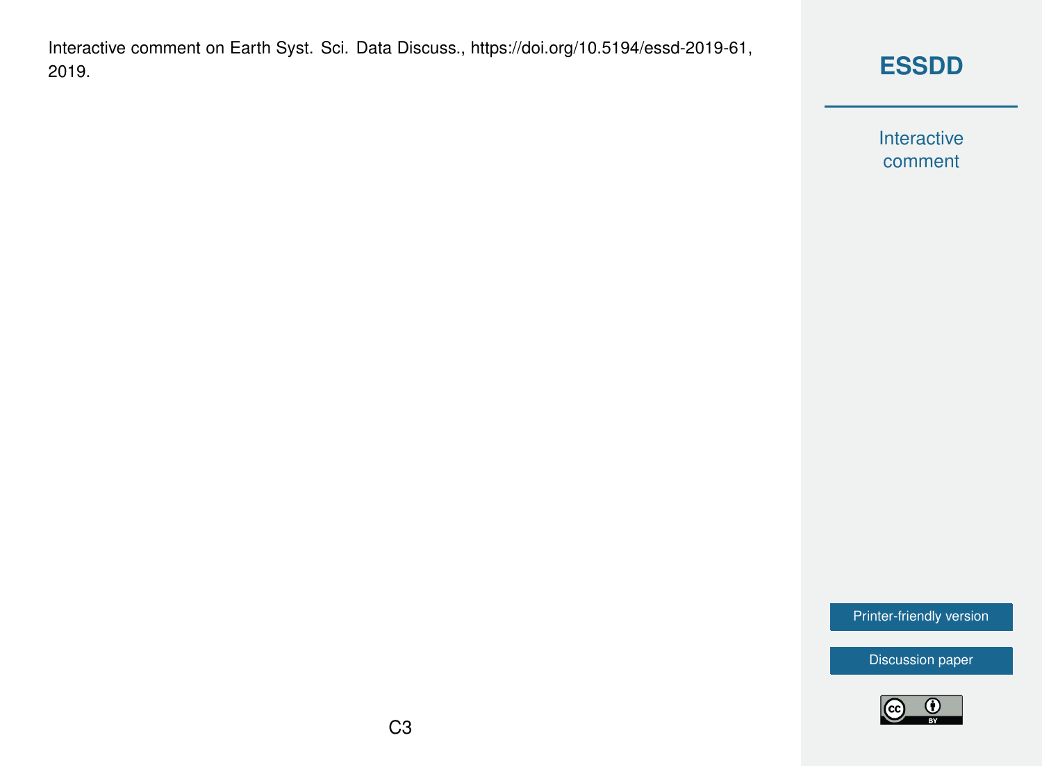Interactive comment on Earth Syst. Sci. Data Discuss., https://doi.org/10.5194/essd-2019-61, 2019.